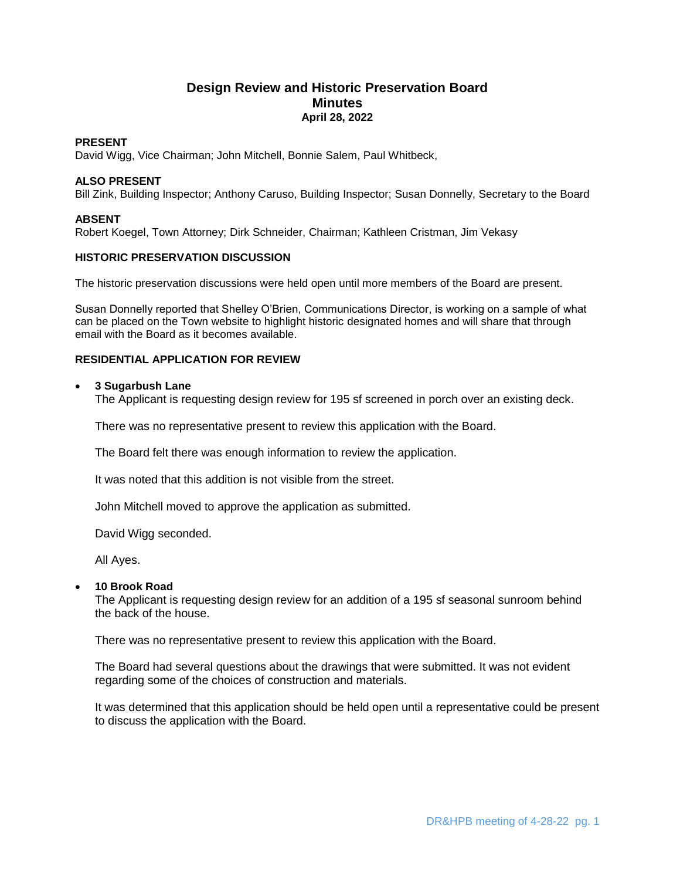# Design Review and Historic Preservation Board
## Minutes
### April 28, 2022

**PRESENT**
David Wigg, Vice Chairman; John Mitchell, Bonnie Salem, Paul Whitbeck,

**ALSO PRESENT**
Bill Zink, Building Inspector; Anthony Caruso, Building Inspector; Susan Donnelly, Secretary to the Board

**ABSENT**
Robert Koegel, Town Attorney; Dirk Schneider, Chairman; Kathleen Cristman, Jim Vekasy

**HISTORIC PRESERVATION DISCUSSION**

The historic preservation discussions were held open until more members of the Board are present.

Susan Donnelly reported that Shelley O'Brien, Communications Director, is working on a sample of what can be placed on the Town website to highlight historic designated homes and will share that through email with the Board as it becomes available.

**RESIDENTIAL APPLICATION FOR REVIEW**

- **3 Sugarbush Lane**
  The Applicant is requesting design review for 195 sf screened in porch over an existing deck.

  There was no representative present to review this application with the Board.

  The Board felt there was enough information to review the application.

  It was noted that this addition is not visible from the street.

  John Mitchell moved to approve the application as submitted.

  David Wigg seconded.

  All Ayes.

- **10 Brook Road**
  The Applicant is requesting design review for an addition of a 195 sf seasonal sunroom behind the back of the house.

  There was no representative present to review this application with the Board.

  The Board had several questions about the drawings that were submitted. It was not evident regarding some of the choices of construction and materials.

  It was determined that this application should be held open until a representative could be present to discuss the application with the Board.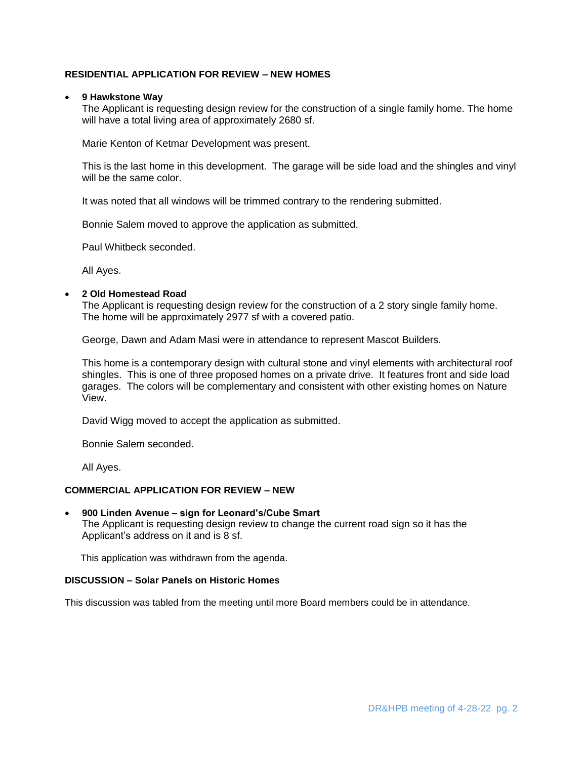**RESIDENTIAL APPLICATION FOR REVIEW – NEW HOMES**

- **9 Hawkstone Way**

  The Applicant is requesting design review for the construction of a single family home. The home will have a total living area of approximately 2680 sf.

  Marie Kenton of Ketmar Development was present.

  This is the last home in this development. The garage will be side load and the shingles and vinyl will be the same color.

  It was noted that all windows will be trimmed contrary to the rendering submitted.

  Bonnie Salem moved to approve the application as submitted.

  Paul Whitbeck seconded.

  All Ayes.

- **2 Old Homestead Road**

  The Applicant is requesting design review for the construction of a 2 story single family home. The home will be approximately 2977 sf with a covered patio.

  George, Dawn and Adam Masi were in attendance to represent Mascot Builders.

  This home is a contemporary design with cultural stone and vinyl elements with architectural roof shingles. This is one of three proposed homes on a private drive. It features front and side load garages. The colors will be complementary and consistent with other existing homes on Nature View.

  David Wigg moved to accept the application as submitted.

  Bonnie Salem seconded.

  All Ayes.

**COMMERCIAL APPLICATION FOR REVIEW – NEW**

- **900 Linden Avenue – sign for Leonard's/Cube Smart**

  The Applicant is requesting design review to change the current road sign so it has the Applicant's address on it and is 8 sf.

  This application was withdrawn from the agenda.

**DISCUSSION – Solar Panels on Historic Homes**

This discussion was tabled from the meeting until more Board members could be in attendance.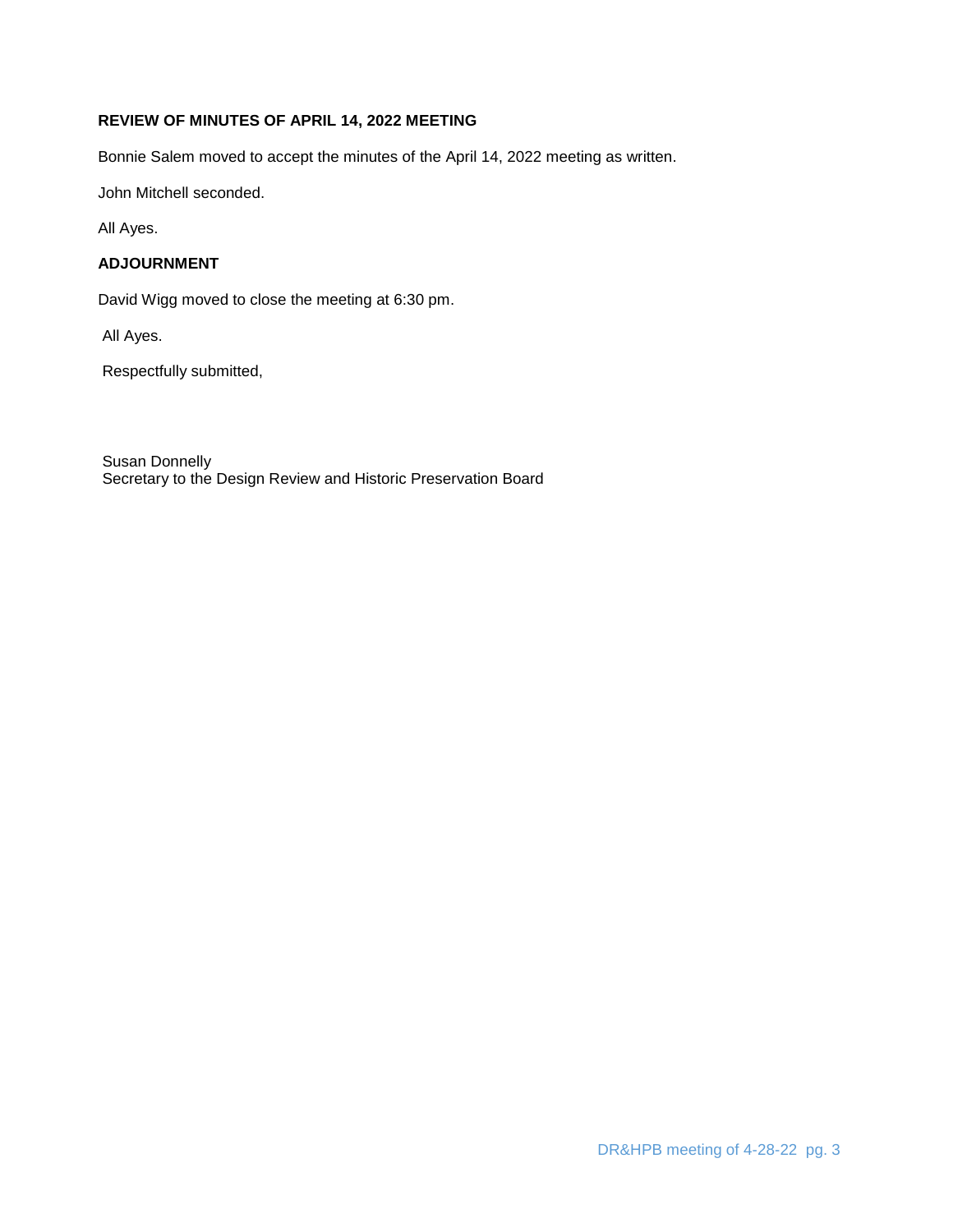**REVIEW OF MINUTES OF APRIL 14, 2022 MEETING**

Bonnie Salem moved to accept the minutes of the April 14, 2022 meeting as written.

John Mitchell seconded.

All Ayes.

**ADJOURNMENT**

David Wigg moved to close the meeting at 6:30 pm.

All Ayes.

Respectfully submitted,

Susan Donnelly
Secretary to the Design Review and Historic Preservation Board